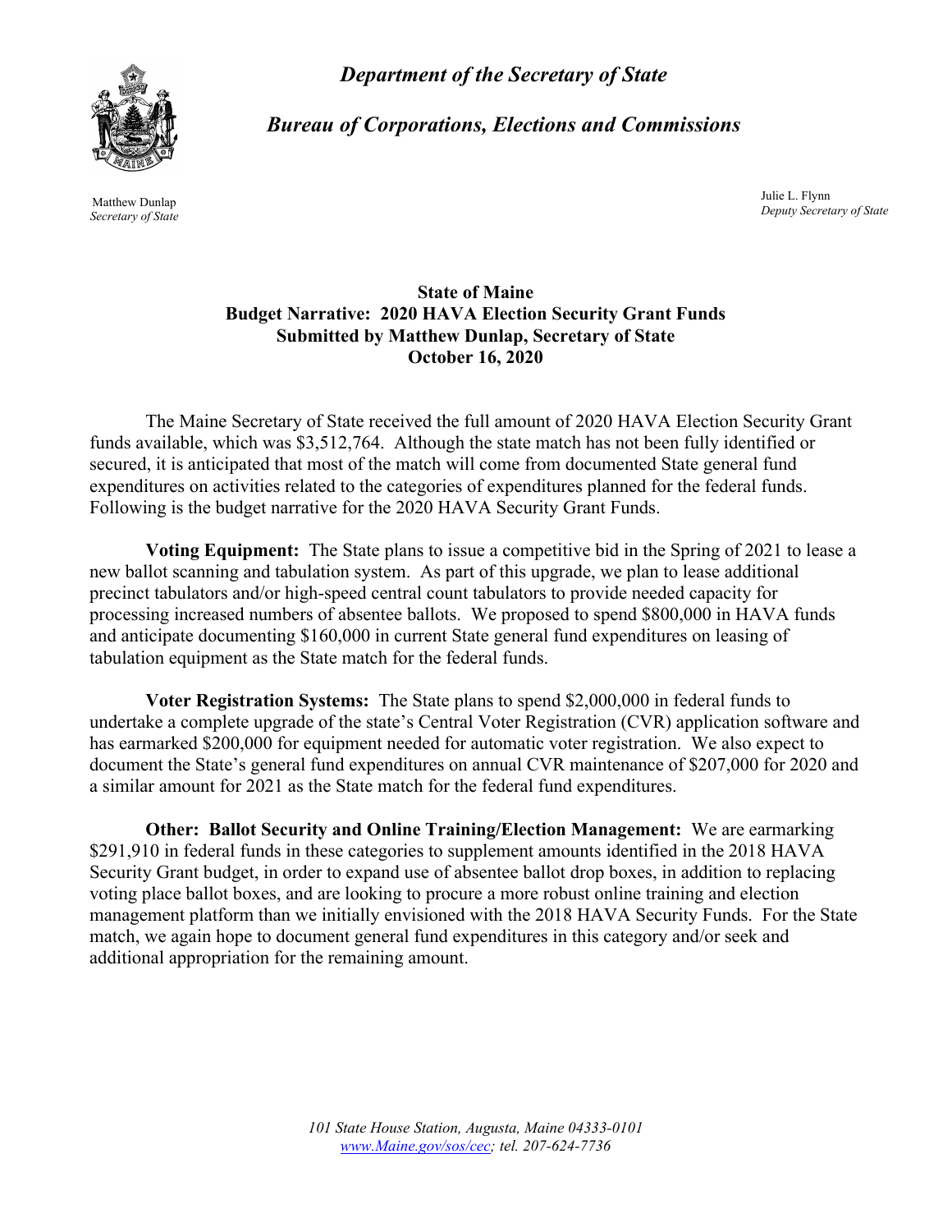*Department of the Secretary of State*

*Bureau of Corporations, Elections and Commissions*

Matthew Dunlap
*Secretary of State*

Julie L. Flynn
*Deputy Secretary of State*

**State of Maine**
**Budget Narrative: 2020 HAVA Election Security Grant Funds**
**Submitted by Matthew Dunlap, Secretary of State**
**October 16, 2020**

The Maine Secretary of State received the full amount of 2020 HAVA Election Security Grant funds available, which was $3,512,764. Although the state match has not been fully identified or secured, it is anticipated that most of the match will come from documented State general fund expenditures on activities related to the categories of expenditures planned for the federal funds. Following is the budget narrative for the 2020 HAVA Security Grant Funds.

**Voting Equipment:** The State plans to issue a competitive bid in the Spring of 2021 to lease a new ballot scanning and tabulation system. As part of this upgrade, we plan to lease additional precinct tabulators and/or high-speed central count tabulators to provide needed capacity for processing increased numbers of absentee ballots. We proposed to spend $800,000 in HAVA funds and anticipate documenting $160,000 in current State general fund expenditures on leasing of tabulation equipment as the State match for the federal funds.

**Voter Registration Systems:** The State plans to spend $2,000,000 in federal funds to undertake a complete upgrade of the state's Central Voter Registration (CVR) application software and has earmarked $200,000 for equipment needed for automatic voter registration. We also expect to document the State's general fund expenditures on annual CVR maintenance of $207,000 for 2020 and a similar amount for 2021 as the State match for the federal fund expenditures.

**Other: Ballot Security and Online Training/Election Management:** We are earmarking $291,910 in federal funds in these categories to supplement amounts identified in the 2018 HAVA Security Grant budget, in order to expand use of absentee ballot drop boxes, in addition to replacing voting place ballot boxes, and are looking to procure a more robust online training and election management platform than we initially envisioned with the 2018 HAVA Security Funds. For the State match, we again hope to document general fund expenditures in this category and/or seek and additional appropriation for the remaining amount.

*101 State House Station, Augusta, Maine 04333-0101*
*www.Maine.gov/sos/cec; tel. 207-624-7736*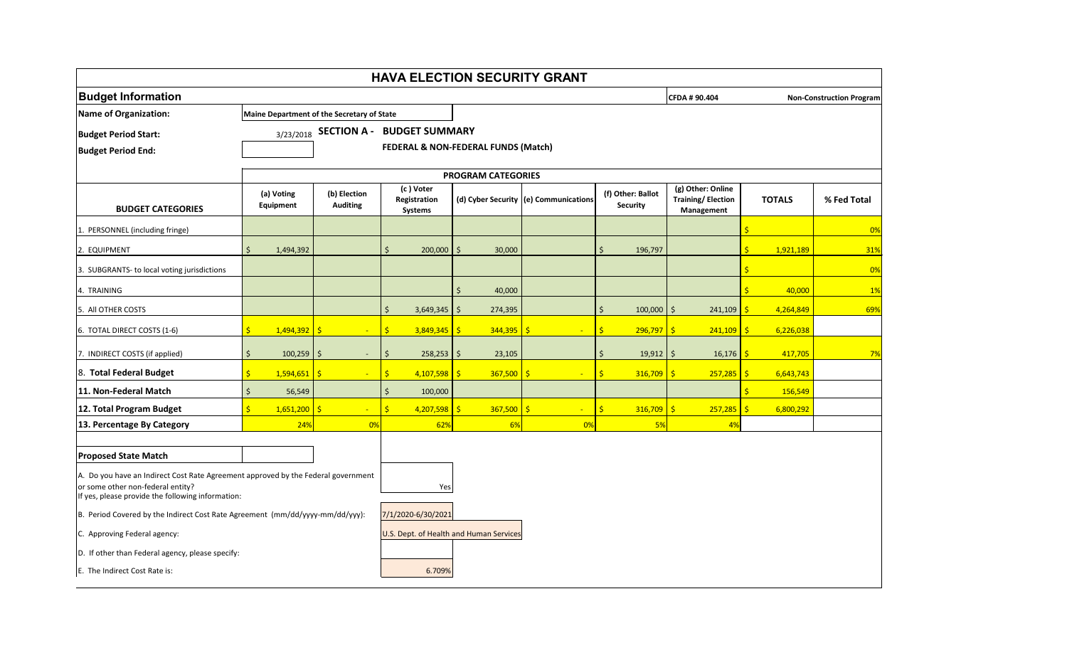# HAVA ELECTION SECURITY GRANT

**Budget Information** | CFDA # 90.404 | Non-Construction Program

**Name of Organization:** Maine Department of the Secretary of State

**Budget Period Start:** 3/23/2018

**Budget Period End:**

## SECTION A - BUDGET SUMMARY

**FEDERAL & NON-FEDERAL FUNDS (Match)**

| | PROGRAM CATEGORIES | | | | | | | | |
|---|---|---|---|---|---|---|---|---|---|
| **BUDGET CATEGORIES** | (a) Voting Equipment | (b) Election Auditing | (c ) Voter Registration Systems | (d) Cyber Security | (e) Communications | (f) Other: Ballot Security | (g) Other: Online Training/ Election Management | TOTALS | % Fed Total |
| 1. PERSONNEL (including fringe) | | | | | | | | $ | 0% |
| 2. EQUIPMENT | $ 1,494,392 | | $ 200,000 | $ 30,000 | | $ 196,797 | | $ 1,921,189 | 31% |
| 3. SUBGRANTS- to local voting jurisdictions | | | | | | | | $ | 0% |
| 4. TRAINING | | | | $ 40,000 | | | | $ 40,000 | 1% |
| 5. All OTHER COSTS | | | $ 3,649,345 | $ 274,395 | | $ 100,000 | $ 241,109 | $ 4,264,849 | 69% |
| 6. TOTAL DIRECT COSTS (1-6) | $ 1,494,392 | $ - | $ 3,849,345 | $ 344,395 | $ - | $ 296,797 | $ 241,109 | $ 6,226,038 | |
| 7. INDIRECT COSTS (if applied) | $ 100,259 | $ - | $ 258,253 | $ 23,105 | | $ 19,912 | $ 16,176 | $ 417,705 | 7% |
| **8. Total Federal Budget** | $ 1,594,651 | $ - | $ 4,107,598 | $ 367,500 | $ - | $ 316,709 | $ 257,285 | $ 6,643,743 | |
| **11. Non-Federal Match** | $ 56,549 | | $ 100,000 | | | | | $ 156,549 | |
| **12. Total Program Budget** | $ 1,651,200 | $ - | $ 4,207,598 | $ 367,500 | $ - | $ 316,709 | $ 257,285 | $ 6,800,292 | |
| **13. Percentage By Category** | 24% | 0% | 62% | 6% | 0% | 5% | 4% | | |

**Proposed State Match**

| | |
|---|---|
| A. Do you have an Indirect Cost Rate Agreement approved by the Federal government or some other non-federal entity? If yes, please provide the following information: | Yes |
| B. Period Covered by the Indirect Cost Rate Agreement (mm/dd/yyyy-mm/dd/yyy): | 7/1/2020-6/30/2021 |
| C. Approving Federal agency: | U.S. Dept. of Health and Human Services |
| D. If other than Federal agency, please specify: | |
| E. The Indirect Cost Rate is: | 6.709% |